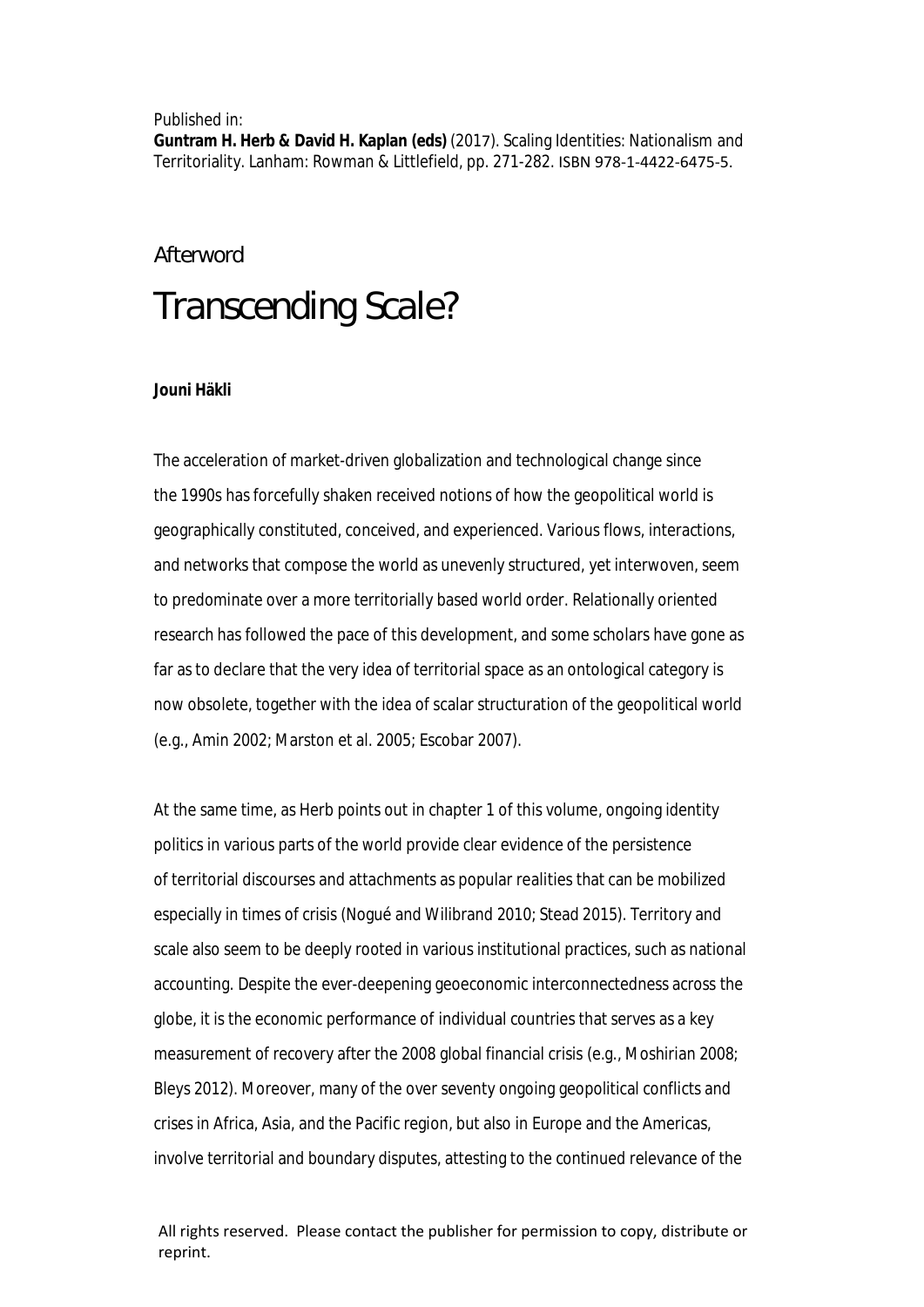Published in:
**Guntram H. Herb & David H. Kaplan (eds)** (2017). Scaling Identities: Nationalism and Territoriality. Lanham: Rowman & Littlefield, pp. 271-282. ISBN 978-1-4422-6475-5.

Afterword

# Transcending Scale?

**Jouni Häkli**

The acceleration of market-driven globalization and technological change since the 1990s has forcefully shaken received notions of how the geopolitical world is geographically constituted, conceived, and experienced. Various flows, interactions, and networks that compose the world as unevenly structured, yet interwoven, seem to predominate over a more territorially based world order. Relationally oriented research has followed the pace of this development, and some scholars have gone as far as to declare that the very idea of territorial space as an ontological category is now obsolete, together with the idea of scalar structuration of the geopolitical world (e.g., Amin 2002; Marston et al. 2005; Escobar 2007).

At the same time, as Herb points out in chapter 1 of this volume, ongoing identity politics in various parts of the world provide clear evidence of the persistence of territorial discourses and attachments as popular realities that can be mobilized especially in times of crisis (Nogué and Wilibrand 2010; Stead 2015). Territory and scale also seem to be deeply rooted in various institutional practices, such as national accounting. Despite the ever-deepening geoeconomic interconnectedness across the globe, it is the economic performance of individual countries that serves as a key measurement of recovery after the 2008 global financial crisis (e.g., Moshirian 2008; Bleys 2012). Moreover, many of the over seventy ongoing geopolitical conflicts and crises in Africa, Asia, and the Pacific region, but also in Europe and the Americas, involve territorial and boundary disputes, attesting to the continued relevance of the

All rights reserved. Please contact the publisher for permission to copy, distribute or reprint.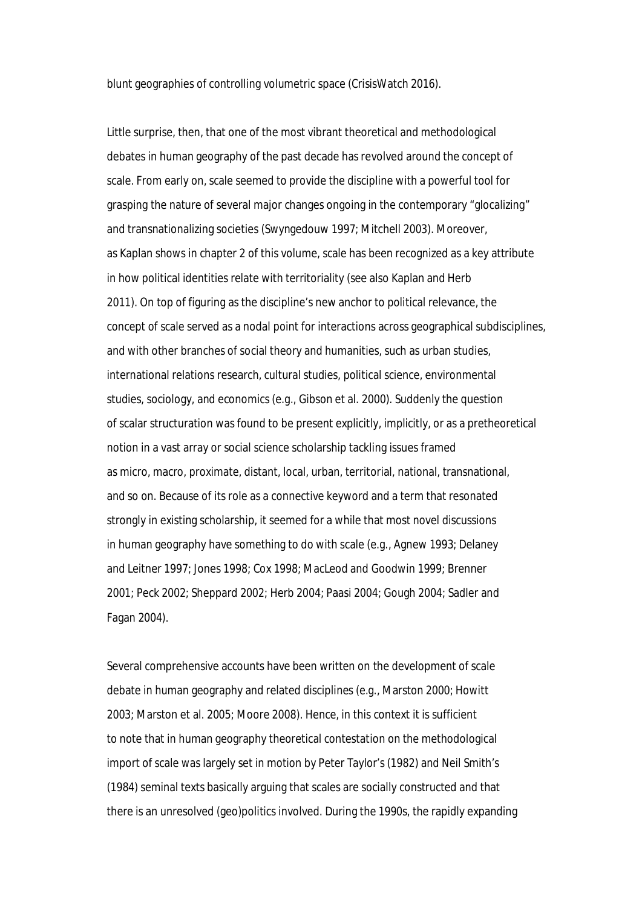blunt geographies of controlling volumetric space (CrisisWatch 2016).

Little surprise, then, that one of the most vibrant theoretical and methodological debates in human geography of the past decade has revolved around the concept of scale. From early on, scale seemed to provide the discipline with a powerful tool for grasping the nature of several major changes ongoing in the contemporary "glocalizing" and transnationalizing societies (Swyngedouw 1997; Mitchell 2003). Moreover, as Kaplan shows in chapter 2 of this volume, scale has been recognized as a key attribute in how political identities relate with territoriality (see also Kaplan and Herb 2011). On top of figuring as the discipline's new anchor to political relevance, the concept of scale served as a nodal point for interactions across geographical subdisciplines, and with other branches of social theory and humanities, such as urban studies, international relations research, cultural studies, political science, environmental studies, sociology, and economics (e.g., Gibson et al. 2000). Suddenly the question of scalar structuration was found to be present explicitly, implicitly, or as a pretheoretical notion in a vast array or social science scholarship tackling issues framed as micro, macro, proximate, distant, local, urban, territorial, national, transnational, and so on. Because of its role as a connective keyword and a term that resonated strongly in existing scholarship, it seemed for a while that most novel discussions in human geography have something to do with scale (e.g., Agnew 1993; Delaney and Leitner 1997; Jones 1998; Cox 1998; MacLeod and Goodwin 1999; Brenner 2001; Peck 2002; Sheppard 2002; Herb 2004; Paasi 2004; Gough 2004; Sadler and Fagan 2004).

Several comprehensive accounts have been written on the development of scale debate in human geography and related disciplines (e.g., Marston 2000; Howitt 2003; Marston et al. 2005; Moore 2008). Hence, in this context it is sufficient to note that in human geography theoretical contestation on the methodological import of scale was largely set in motion by Peter Taylor's (1982) and Neil Smith's (1984) seminal texts basically arguing that scales are socially constructed and that there is an unresolved (geo)politics involved. During the 1990s, the rapidly expanding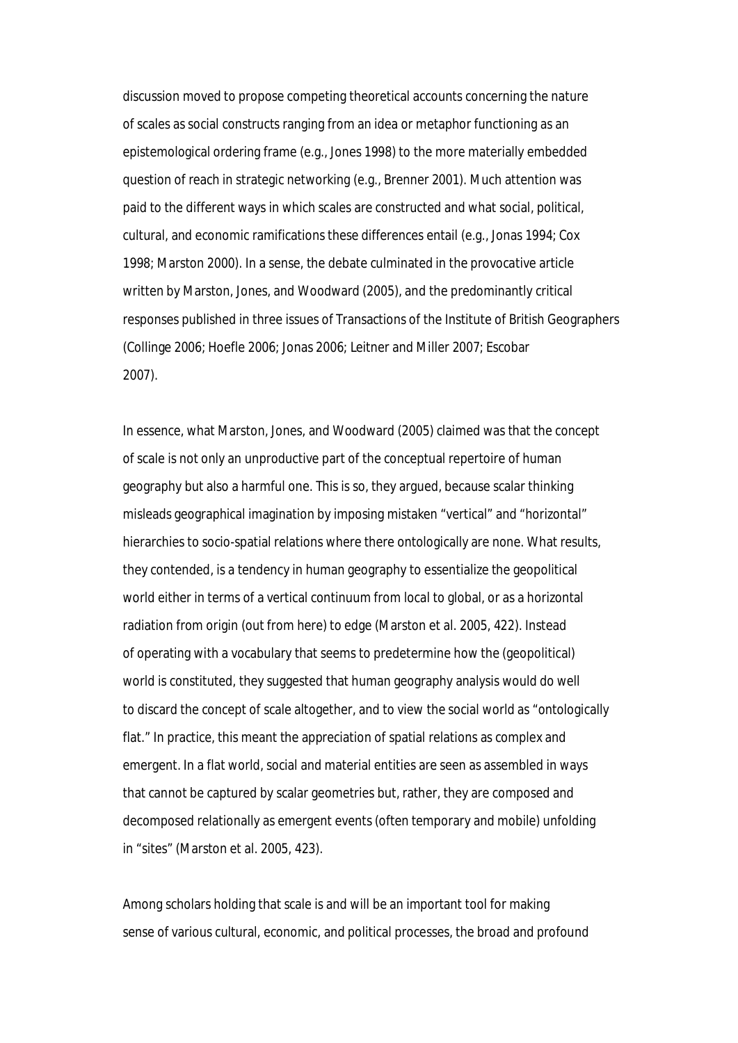discussion moved to propose competing theoretical accounts concerning the nature of scales as social constructs ranging from an idea or metaphor functioning as an epistemological ordering frame (e.g., Jones 1998) to the more materially embedded question of reach in strategic networking (e.g., Brenner 2001). Much attention was paid to the different ways in which scales are constructed and what social, political, cultural, and economic ramifications these differences entail (e.g., Jonas 1994; Cox 1998; Marston 2000). In a sense, the debate culminated in the provocative article written by Marston, Jones, and Woodward (2005), and the predominantly critical responses published in three issues of Transactions of the Institute of British Geographers (Collinge 2006; Hoefle 2006; Jonas 2006; Leitner and Miller 2007; Escobar 2007).

In essence, what Marston, Jones, and Woodward (2005) claimed was that the concept of scale is not only an unproductive part of the conceptual repertoire of human geography but also a harmful one. This is so, they argued, because scalar thinking misleads geographical imagination by imposing mistaken "vertical" and "horizontal" hierarchies to socio-spatial relations where there ontologically are none. What results, they contended, is a tendency in human geography to essentialize the geopolitical world either in terms of a vertical continuum from local to global, or as a horizontal radiation from origin (out from here) to edge (Marston et al. 2005, 422). Instead of operating with a vocabulary that seems to predetermine how the (geopolitical) world is constituted, they suggested that human geography analysis would do well to discard the concept of scale altogether, and to view the social world as "ontologically flat." In practice, this meant the appreciation of spatial relations as complex and emergent. In a flat world, social and material entities are seen as assembled in ways that cannot be captured by scalar geometries but, rather, they are composed and decomposed relationally as emergent events (often temporary and mobile) unfolding in "sites" (Marston et al. 2005, 423).

Among scholars holding that scale is and will be an important tool for making sense of various cultural, economic, and political processes, the broad and profound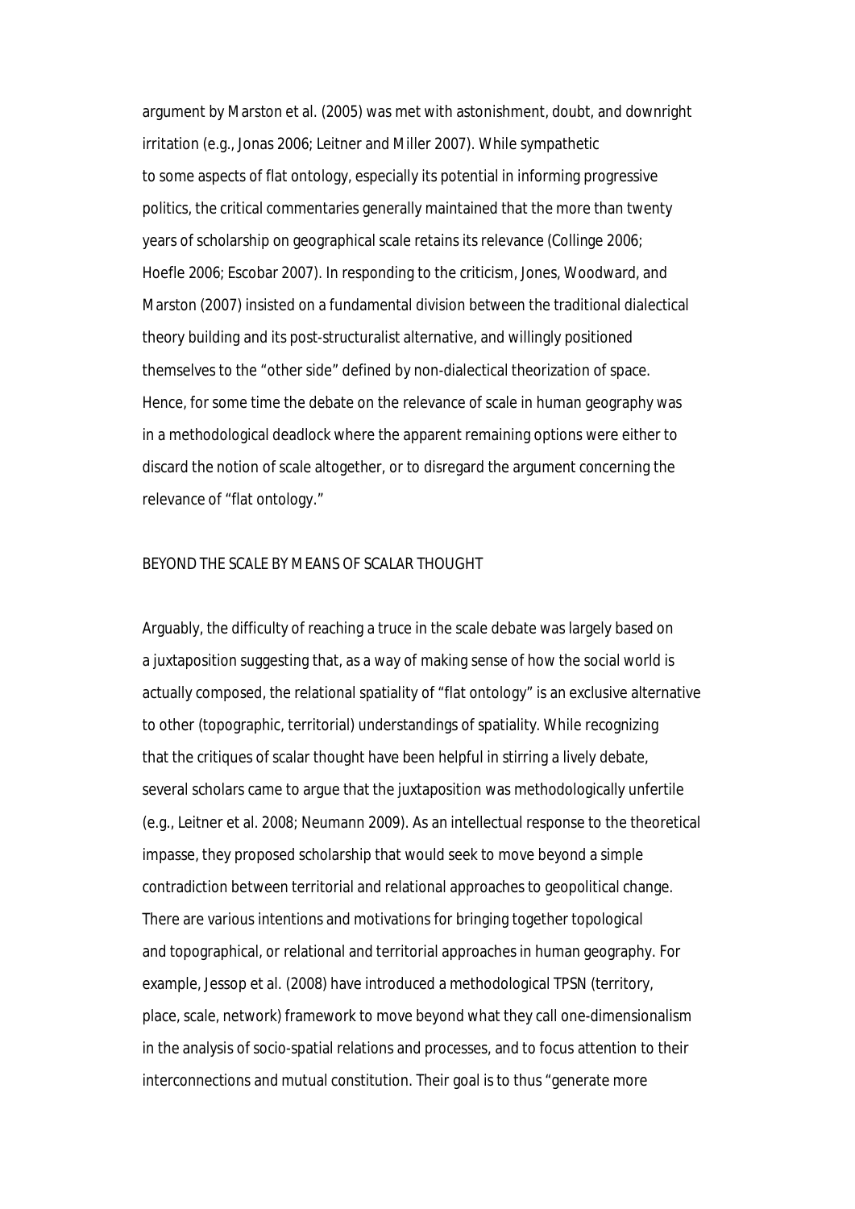argument by Marston et al. (2005) was met with astonishment, doubt, and downright irritation (e.g., Jonas 2006; Leitner and Miller 2007). While sympathetic to some aspects of flat ontology, especially its potential in informing progressive politics, the critical commentaries generally maintained that the more than twenty years of scholarship on geographical scale retains its relevance (Collinge 2006; Hoefle 2006; Escobar 2007). In responding to the criticism, Jones, Woodward, and Marston (2007) insisted on a fundamental division between the traditional dialectical theory building and its post-structuralist alternative, and willingly positioned themselves to the "other side" defined by non-dialectical theorization of space. Hence, for some time the debate on the relevance of scale in human geography was in a methodological deadlock where the apparent remaining options were either to discard the notion of scale altogether, or to disregard the argument concerning the relevance of "flat ontology."

## BEYOND THE SCALE BY MEANS OF SCALAR THOUGHT

Arguably, the difficulty of reaching a truce in the scale debate was largely based on a juxtaposition suggesting that, as a way of making sense of how the social world is actually composed, the relational spatiality of "flat ontology" is an exclusive alternative to other (topographic, territorial) understandings of spatiality. While recognizing that the critiques of scalar thought have been helpful in stirring a lively debate, several scholars came to argue that the juxtaposition was methodologically unfertile (e.g., Leitner et al. 2008; Neumann 2009). As an intellectual response to the theoretical impasse, they proposed scholarship that would seek to move beyond a simple contradiction between territorial and relational approaches to geopolitical change. There are various intentions and motivations for bringing together topological and topographical, or relational and territorial approaches in human geography. For example, Jessop et al. (2008) have introduced a methodological TPSN (territory, place, scale, network) framework to move beyond what they call one-dimensionalism in the analysis of socio-spatial relations and processes, and to focus attention to their interconnections and mutual constitution. Their goal is to thus "generate more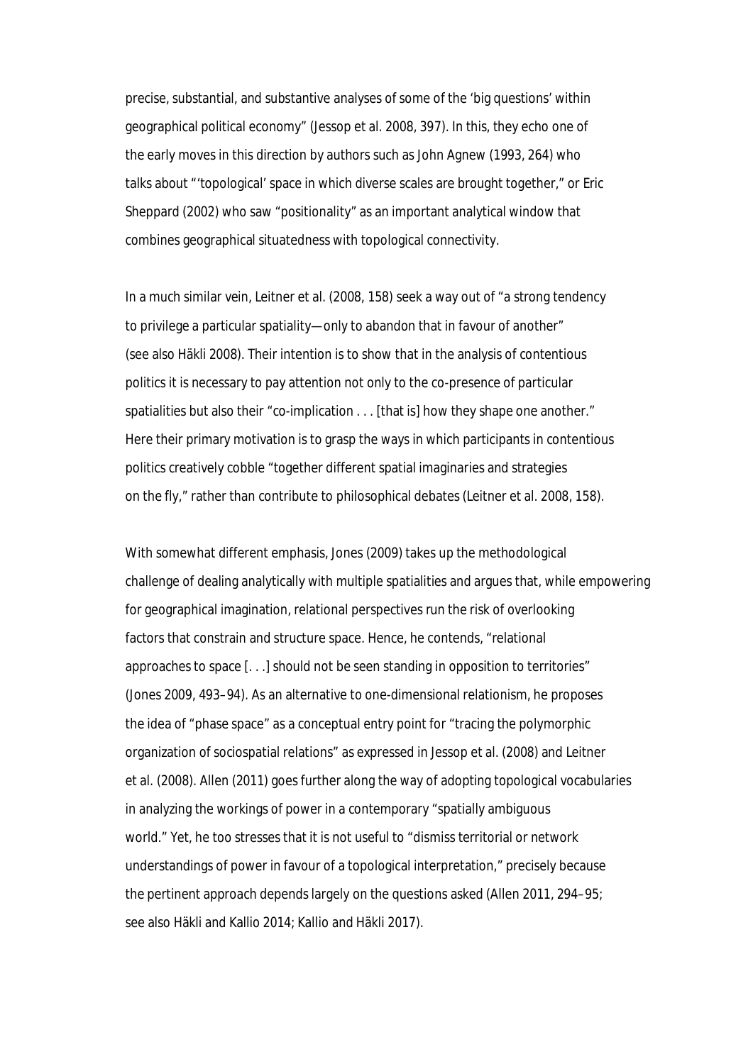precise, substantial, and substantive analyses of some of the 'big questions' within geographical political economy" (Jessop et al. 2008, 397). In this, they echo one of the early moves in this direction by authors such as John Agnew (1993, 264) who talks about "'topological' space in which diverse scales are brought together," or Eric Sheppard (2002) who saw "positionality" as an important analytical window that combines geographical situatedness with topological connectivity.

In a much similar vein, Leitner et al. (2008, 158) seek a way out of "a strong tendency to privilege a particular spatiality—only to abandon that in favour of another" (see also Häkli 2008). Their intention is to show that in the analysis of contentious politics it is necessary to pay attention not only to the co-presence of particular spatialities but also their "co-implication . . . [that is] how they shape one another." Here their primary motivation is to grasp the ways in which participants in contentious politics creatively cobble "together different spatial imaginaries and strategies on the fly," rather than contribute to philosophical debates (Leitner et al. 2008, 158).

With somewhat different emphasis, Jones (2009) takes up the methodological challenge of dealing analytically with multiple spatialities and argues that, while empowering for geographical imagination, relational perspectives run the risk of overlooking factors that constrain and structure space. Hence, he contends, "relational approaches to space [. . .] should not be seen standing in opposition to territories" (Jones 2009, 493–94). As an alternative to one-dimensional relationism, he proposes the idea of "phase space" as a conceptual entry point for "tracing the polymorphic organization of sociospatial relations" as expressed in Jessop et al. (2008) and Leitner et al. (2008). Allen (2011) goes further along the way of adopting topological vocabularies in analyzing the workings of power in a contemporary "spatially ambiguous world." Yet, he too stresses that it is not useful to "dismiss territorial or network understandings of power in favour of a topological interpretation," precisely because the pertinent approach depends largely on the questions asked (Allen 2011, 294–95; see also Häkli and Kallio 2014; Kallio and Häkli 2017).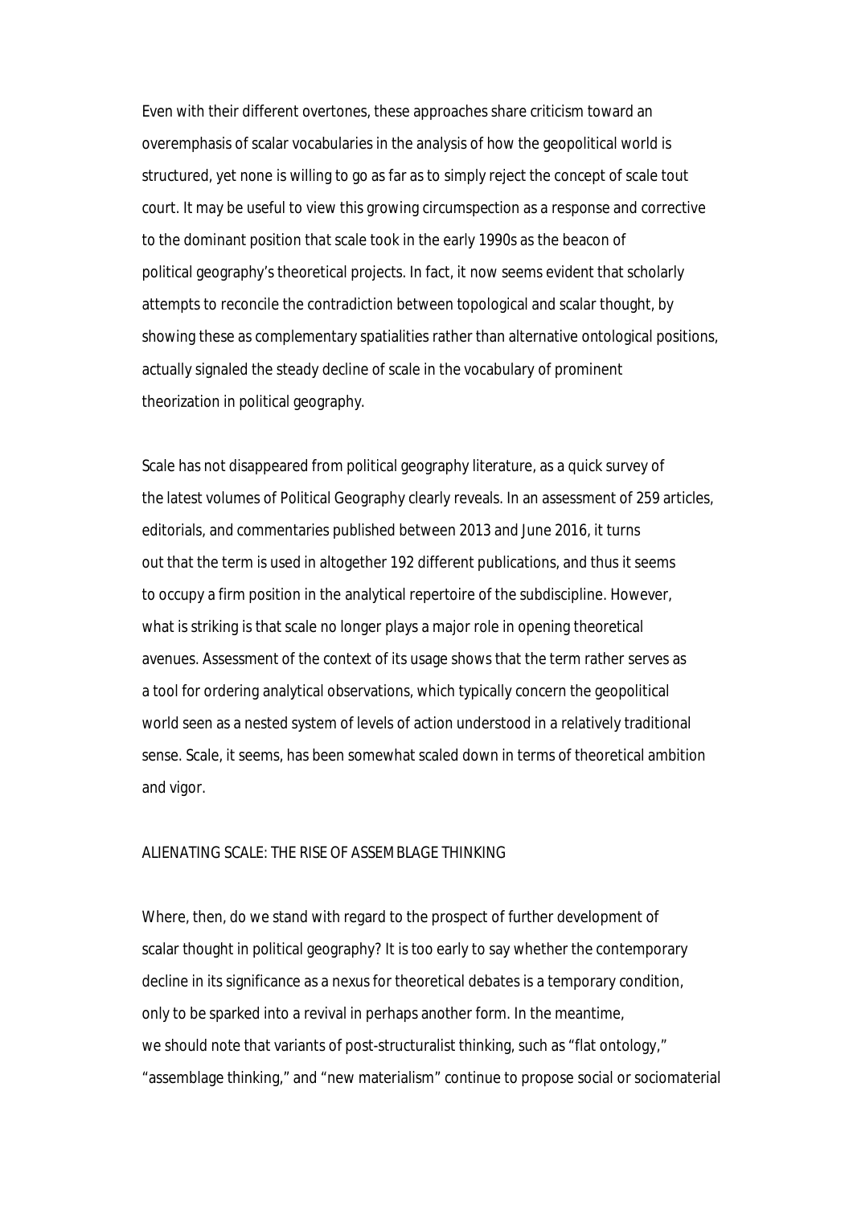Even with their different overtones, these approaches share criticism toward an overemphasis of scalar vocabularies in the analysis of how the geopolitical world is structured, yet none is willing to go as far as to simply reject the concept of scale tout court. It may be useful to view this growing circumspection as a response and corrective to the dominant position that scale took in the early 1990s as the beacon of political geography's theoretical projects. In fact, it now seems evident that scholarly attempts to reconcile the contradiction between topological and scalar thought, by showing these as complementary spatialities rather than alternative ontological positions, actually signaled the steady decline of scale in the vocabulary of prominent theorization in political geography.

Scale has not disappeared from political geography literature, as a quick survey of the latest volumes of Political Geography clearly reveals. In an assessment of 259 articles, editorials, and commentaries published between 2013 and June 2016, it turns out that the term is used in altogether 192 different publications, and thus it seems to occupy a firm position in the analytical repertoire of the subdiscipline. However, what is striking is that scale no longer plays a major role in opening theoretical avenues. Assessment of the context of its usage shows that the term rather serves as a tool for ordering analytical observations, which typically concern the geopolitical world seen as a nested system of levels of action understood in a relatively traditional sense. Scale, it seems, has been somewhat scaled down in terms of theoretical ambition and vigor.

## ALIENATING SCALE: THE RISE OF ASSEMBLAGE THINKING

Where, then, do we stand with regard to the prospect of further development of scalar thought in political geography? It is too early to say whether the contemporary decline in its significance as a nexus for theoretical debates is a temporary condition, only to be sparked into a revival in perhaps another form. In the meantime, we should note that variants of post-structuralist thinking, such as "flat ontology," "assemblage thinking," and "new materialism" continue to propose social or sociomaterial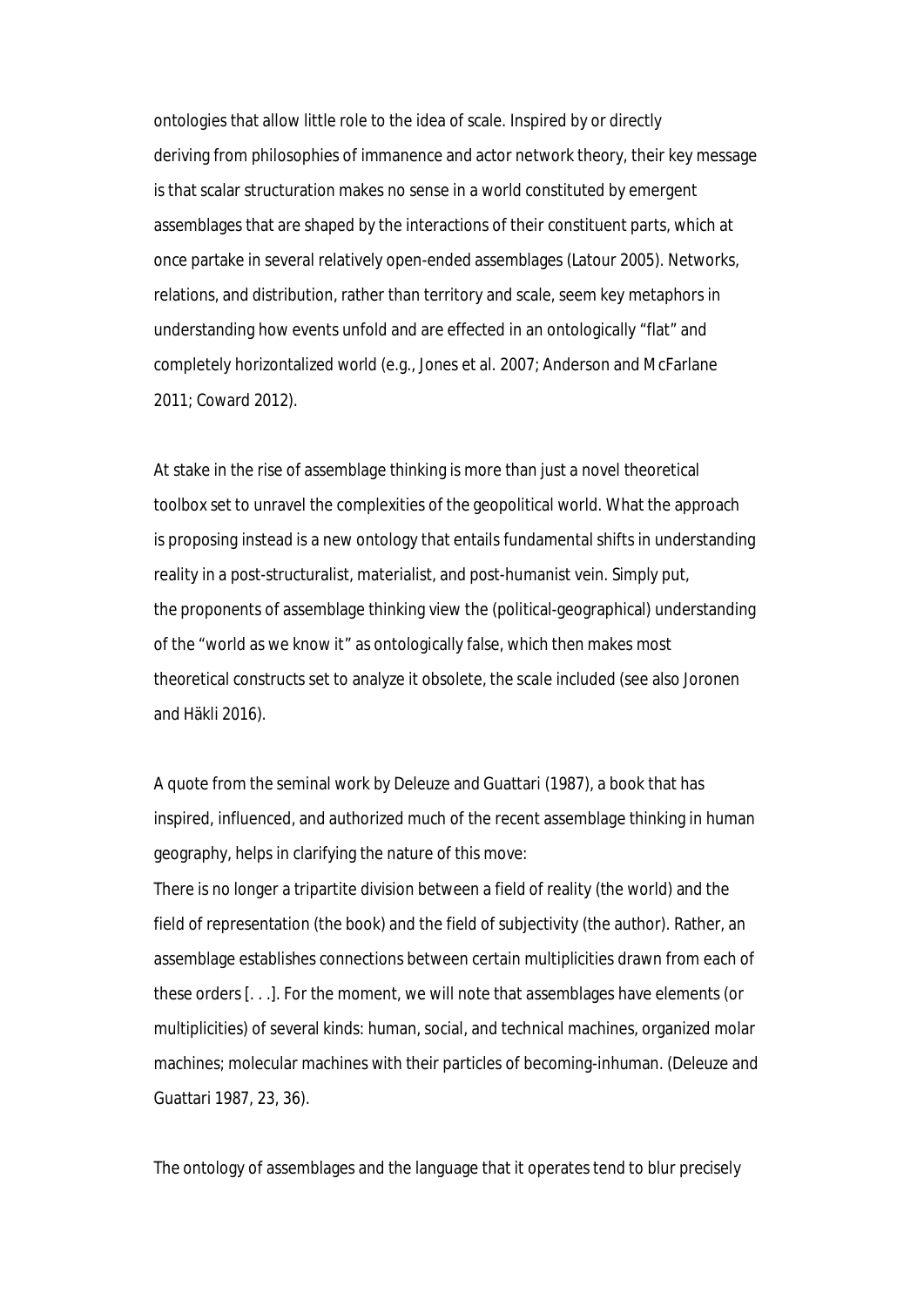ontologies that allow little role to the idea of scale. Inspired by or directly deriving from philosophies of immanence and actor network theory, their key message is that scalar structuration makes no sense in a world constituted by emergent assemblages that are shaped by the interactions of their constituent parts, which at once partake in several relatively open-ended assemblages (Latour 2005). Networks, relations, and distribution, rather than territory and scale, seem key metaphors in understanding how events unfold and are effected in an ontologically "flat" and completely horizontalized world (e.g., Jones et al. 2007; Anderson and McFarlane 2011; Coward 2012).

At stake in the rise of assemblage thinking is more than just a novel theoretical toolbox set to unravel the complexities of the geopolitical world. What the approach is proposing instead is a new ontology that entails fundamental shifts in understanding reality in a post-structuralist, materialist, and post-humanist vein. Simply put, the proponents of assemblage thinking view the (political-geographical) understanding of the "world as we know it" as ontologically false, which then makes most theoretical constructs set to analyze it obsolete, the scale included (see also Joronen and Häkli 2016).

A quote from the seminal work by Deleuze and Guattari (1987), a book that has inspired, influenced, and authorized much of the recent assemblage thinking in human geography, helps in clarifying the nature of this move:

> There is no longer a tripartite division between a field of reality (the world) and the field of representation (the book) and the field of subjectivity (the author). Rather, an assemblage establishes connections between certain multiplicities drawn from each of these orders [. . .]. For the moment, we will note that assemblages have elements (or multiplicities) of several kinds: human, social, and technical machines, organized molar machines; molecular machines with their particles of becoming-inhuman. (Deleuze and Guattari 1987, 23, 36).

The ontology of assemblages and the language that it operates tend to blur precisely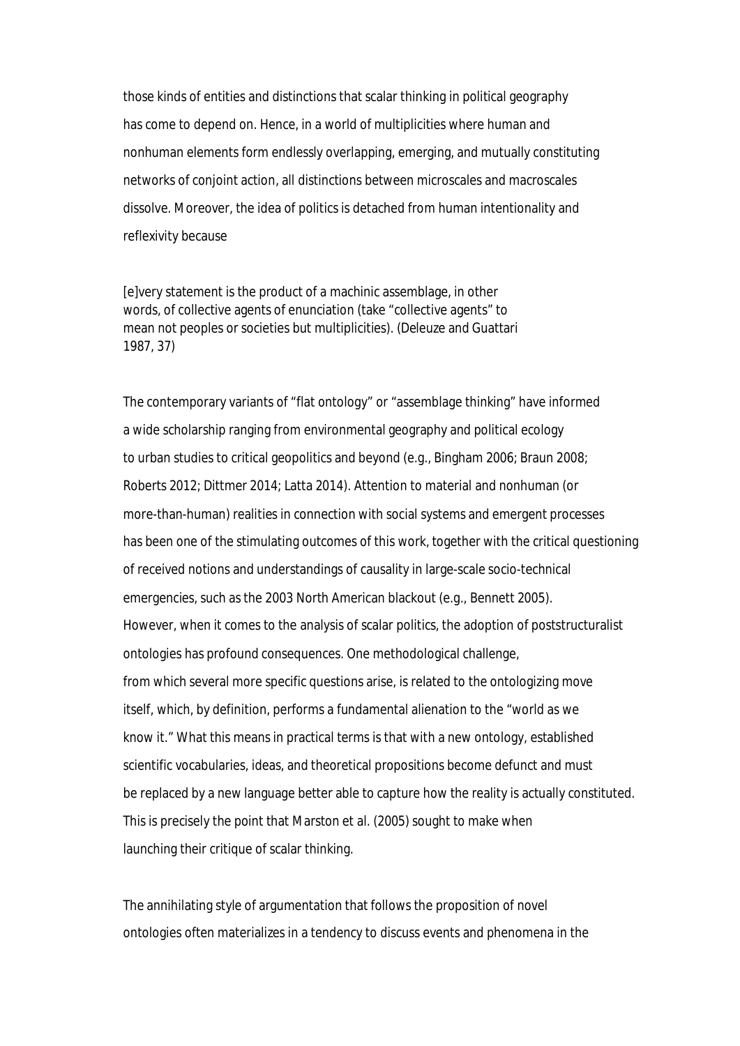those kinds of entities and distinctions that scalar thinking in political geography has come to depend on. Hence, in a world of multiplicities where human and nonhuman elements form endlessly overlapping, emerging, and mutually constituting networks of conjoint action, all distinctions between microscales and macroscales dissolve. Moreover, the idea of politics is detached from human intentionality and reflexivity because

> [e]very statement is the product of a machinic assemblage, in other words, of collective agents of enunciation (take "collective agents" to mean not peoples or societies but multiplicities). (Deleuze and Guattari 1987, 37)

The contemporary variants of "flat ontology" or "assemblage thinking" have informed a wide scholarship ranging from environmental geography and political ecology to urban studies to critical geopolitics and beyond (e.g., Bingham 2006; Braun 2008; Roberts 2012; Dittmer 2014; Latta 2014). Attention to material and nonhuman (or more-than-human) realities in connection with social systems and emergent processes has been one of the stimulating outcomes of this work, together with the critical questioning of received notions and understandings of causality in large-scale socio-technical emergencies, such as the 2003 North American blackout (e.g., Bennett 2005). However, when it comes to the analysis of scalar politics, the adoption of poststructuralist ontologies has profound consequences. One methodological challenge, from which several more specific questions arise, is related to the ontologizing move itself, which, by definition, performs a fundamental alienation to the "world as we know it." What this means in practical terms is that with a new ontology, established scientific vocabularies, ideas, and theoretical propositions become defunct and must be replaced by a new language better able to capture how the reality is actually constituted. This is precisely the point that Marston et al. (2005) sought to make when launching their critique of scalar thinking.

The annihilating style of argumentation that follows the proposition of novel ontologies often materializes in a tendency to discuss events and phenomena in the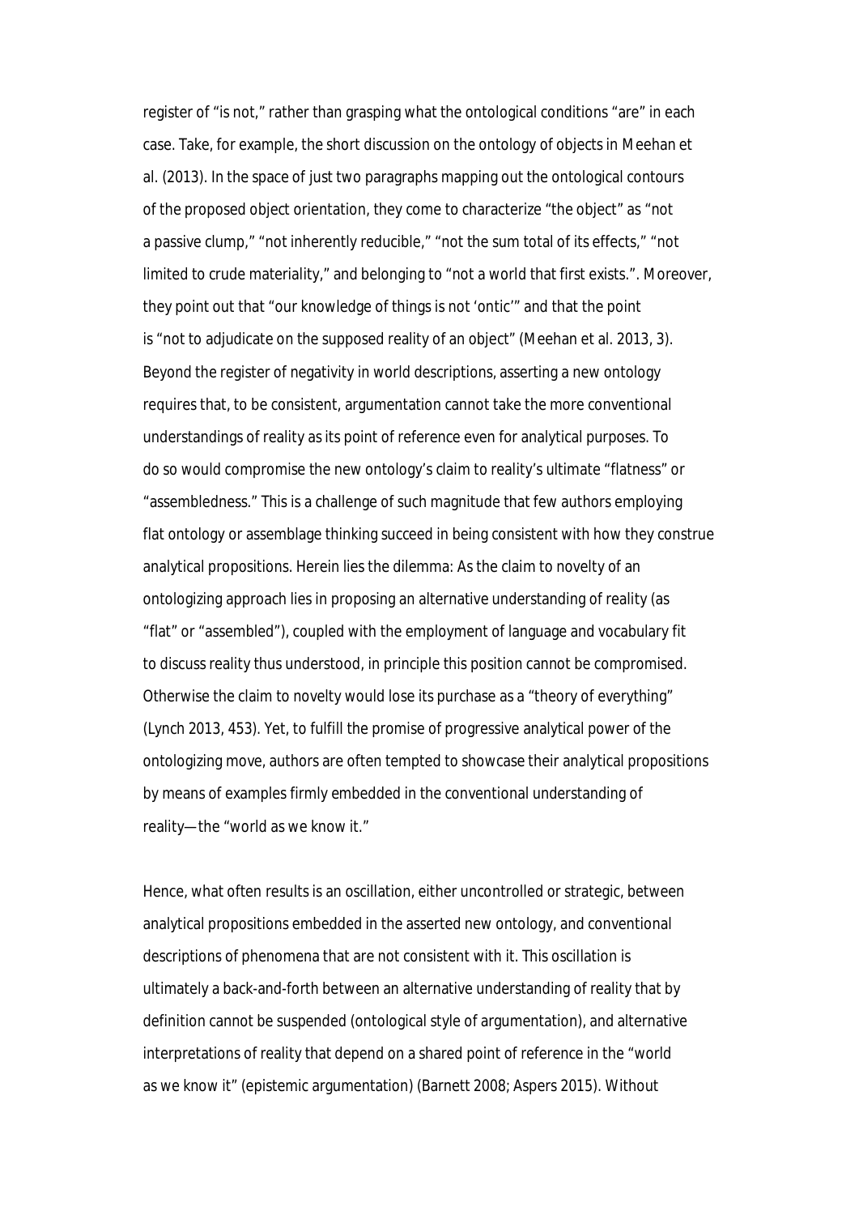register of "is not," rather than grasping what the ontological conditions "are" in each case. Take, for example, the short discussion on the ontology of objects in Meehan et al. (2013). In the space of just two paragraphs mapping out the ontological contours of the proposed object orientation, they come to characterize "the object" as "not a passive clump," "not inherently reducible," "not the sum total of its effects," "not limited to crude materiality," and belonging to "not a world that first exists.". Moreover, they point out that "our knowledge of things is not 'ontic'" and that the point is "not to adjudicate on the supposed reality of an object" (Meehan et al. 2013, 3). Beyond the register of negativity in world descriptions, asserting a new ontology requires that, to be consistent, argumentation cannot take the more conventional understandings of reality as its point of reference even for analytical purposes. To do so would compromise the new ontology's claim to reality's ultimate "flatness" or "assembledness." This is a challenge of such magnitude that few authors employing flat ontology or assemblage thinking succeed in being consistent with how they construe analytical propositions. Herein lies the dilemma: As the claim to novelty of an ontologizing approach lies in proposing an alternative understanding of reality (as "flat" or "assembled"), coupled with the employment of language and vocabulary fit to discuss reality thus understood, in principle this position cannot be compromised. Otherwise the claim to novelty would lose its purchase as a "theory of everything" (Lynch 2013, 453). Yet, to fulfill the promise of progressive analytical power of the ontologizing move, authors are often tempted to showcase their analytical propositions by means of examples firmly embedded in the conventional understanding of reality—the "world as we know it."

Hence, what often results is an oscillation, either uncontrolled or strategic, between analytical propositions embedded in the asserted new ontology, and conventional descriptions of phenomena that are not consistent with it. This oscillation is ultimately a back-and-forth between an alternative understanding of reality that by definition cannot be suspended (ontological style of argumentation), and alternative interpretations of reality that depend on a shared point of reference in the "world as we know it" (epistemic argumentation) (Barnett 2008; Aspers 2015). Without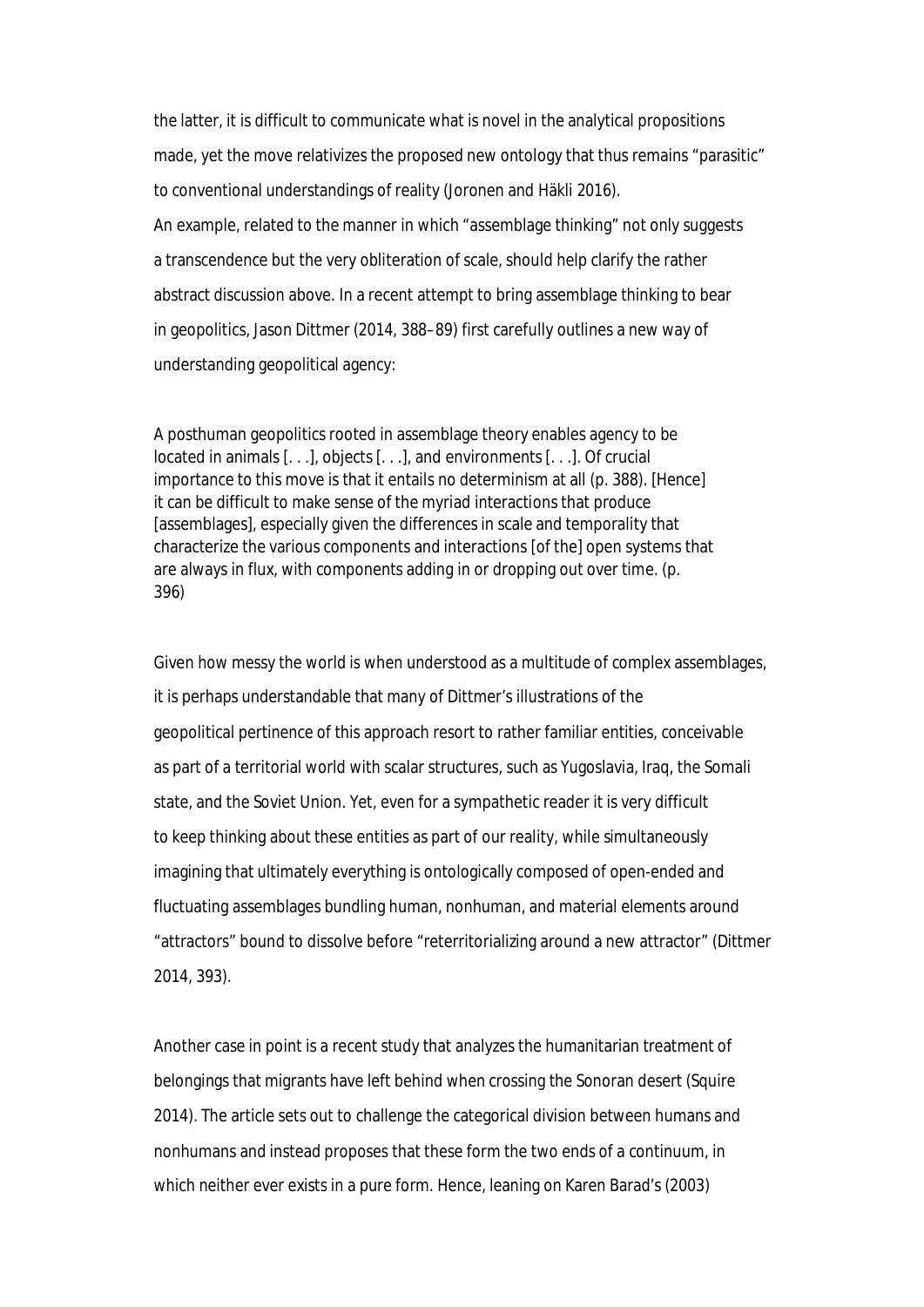the latter, it is difficult to communicate what is novel in the analytical propositions made, yet the move relativizes the proposed new ontology that thus remains "parasitic" to conventional understandings of reality (Joronen and Häkli 2016).

An example, related to the manner in which "assemblage thinking" not only suggests a transcendence but the very obliteration of scale, should help clarify the rather abstract discussion above. In a recent attempt to bring assemblage thinking to bear in geopolitics, Jason Dittmer (2014, 388–89) first carefully outlines a new way of understanding geopolitical agency:

> A posthuman geopolitics rooted in assemblage theory enables agency to be located in animals [. . .], objects [. . .], and environments [. . .]. Of crucial importance to this move is that it entails no determinism at all (p. 388). [Hence] it can be difficult to make sense of the myriad interactions that produce [assemblages], especially given the differences in scale and temporality that characterize the various components and interactions [of the] open systems that are always in flux, with components adding in or dropping out over time. (p. 396)

Given how messy the world is when understood as a multitude of complex assemblages, it is perhaps understandable that many of Dittmer's illustrations of the geopolitical pertinence of this approach resort to rather familiar entities, conceivable as part of a territorial world with scalar structures, such as Yugoslavia, Iraq, the Somali state, and the Soviet Union. Yet, even for a sympathetic reader it is very difficult to keep thinking about these entities as part of our reality, while simultaneously imagining that ultimately everything is ontologically composed of open-ended and fluctuating assemblages bundling human, nonhuman, and material elements around "attractors" bound to dissolve before "reterritorializing around a new attractor" (Dittmer 2014, 393).

Another case in point is a recent study that analyzes the humanitarian treatment of belongings that migrants have left behind when crossing the Sonoran desert (Squire 2014). The article sets out to challenge the categorical division between humans and nonhumans and instead proposes that these form the two ends of a continuum, in which neither ever exists in a pure form. Hence, leaning on Karen Barad's (2003)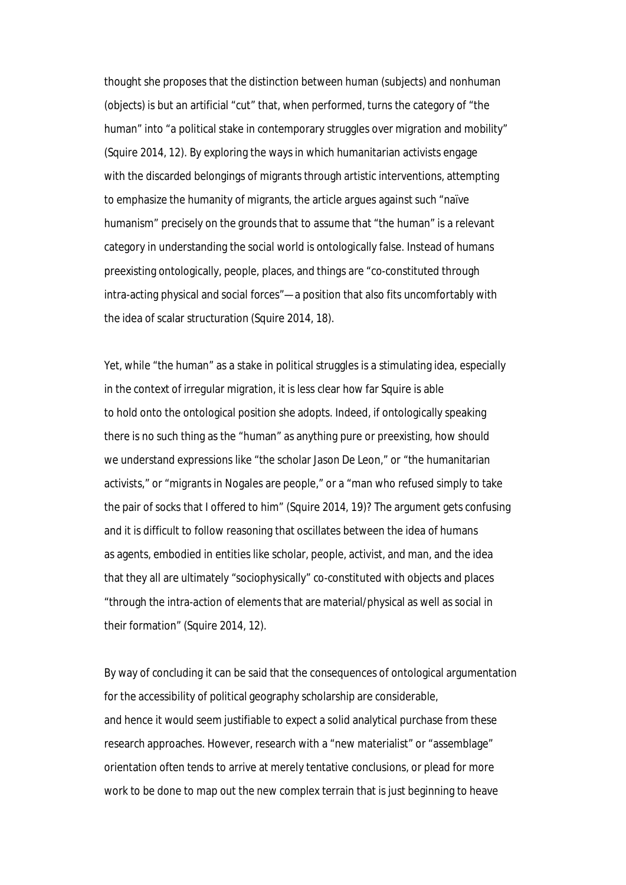thought she proposes that the distinction between human (subjects) and nonhuman (objects) is but an artificial "cut" that, when performed, turns the category of "the human" into "a political stake in contemporary struggles over migration and mobility" (Squire 2014, 12). By exploring the ways in which humanitarian activists engage with the discarded belongings of migrants through artistic interventions, attempting to emphasize the humanity of migrants, the article argues against such "naïve humanism" precisely on the grounds that to assume that "the human" is a relevant category in understanding the social world is ontologically false. Instead of humans preexisting ontologically, people, places, and things are "co-constituted through intra-acting physical and social forces"—a position that also fits uncomfortably with the idea of scalar structuration (Squire 2014, 18).

Yet, while "the human" as a stake in political struggles is a stimulating idea, especially in the context of irregular migration, it is less clear how far Squire is able to hold onto the ontological position she adopts. Indeed, if ontologically speaking there is no such thing as the "human" as anything pure or preexisting, how should we understand expressions like "the scholar Jason De Leon," or "the humanitarian activists," or "migrants in Nogales are people," or a "man who refused simply to take the pair of socks that I offered to him" (Squire 2014, 19)? The argument gets confusing and it is difficult to follow reasoning that oscillates between the idea of humans as agents, embodied in entities like scholar, people, activist, and man, and the idea that they all are ultimately "sociophysically" co-constituted with objects and places "through the intra-action of elements that are material/physical as well as social in their formation" (Squire 2014, 12).

By way of concluding it can be said that the consequences of ontological argumentation for the accessibility of political geography scholarship are considerable, and hence it would seem justifiable to expect a solid analytical purchase from these research approaches. However, research with a "new materialist" or "assemblage" orientation often tends to arrive at merely tentative conclusions, or plead for more work to be done to map out the new complex terrain that is just beginning to heave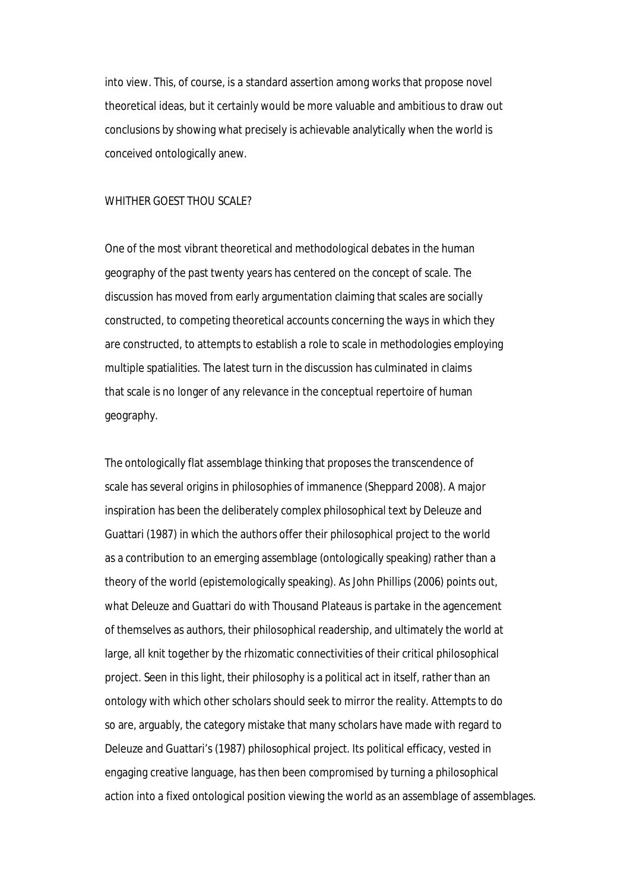into view. This, of course, is a standard assertion among works that propose novel theoretical ideas, but it certainly would be more valuable and ambitious to draw out conclusions by showing what precisely is achievable analytically when the world is conceived ontologically anew.

## WHITHER GOEST THOU SCALE?

One of the most vibrant theoretical and methodological debates in the human geography of the past twenty years has centered on the concept of scale. The discussion has moved from early argumentation claiming that scales are socially constructed, to competing theoretical accounts concerning the ways in which they are constructed, to attempts to establish a role to scale in methodologies employing multiple spatialities. The latest turn in the discussion has culminated in claims that scale is no longer of any relevance in the conceptual repertoire of human geography.

The ontologically flat assemblage thinking that proposes the transcendence of scale has several origins in philosophies of immanence (Sheppard 2008). A major inspiration has been the deliberately complex philosophical text by Deleuze and Guattari (1987) in which the authors offer their philosophical project to the world as a contribution to an emerging assemblage (ontologically speaking) rather than a theory of the world (epistemologically speaking). As John Phillips (2006) points out, what Deleuze and Guattari do with Thousand Plateaus is partake in the agencement of themselves as authors, their philosophical readership, and ultimately the world at large, all knit together by the rhizomatic connectivities of their critical philosophical project. Seen in this light, their philosophy is a political act in itself, rather than an ontology with which other scholars should seek to mirror the reality. Attempts to do so are, arguably, the category mistake that many scholars have made with regard to Deleuze and Guattari's (1987) philosophical project. Its political efficacy, vested in engaging creative language, has then been compromised by turning a philosophical action into a fixed ontological position viewing the world as an assemblage of assemblages.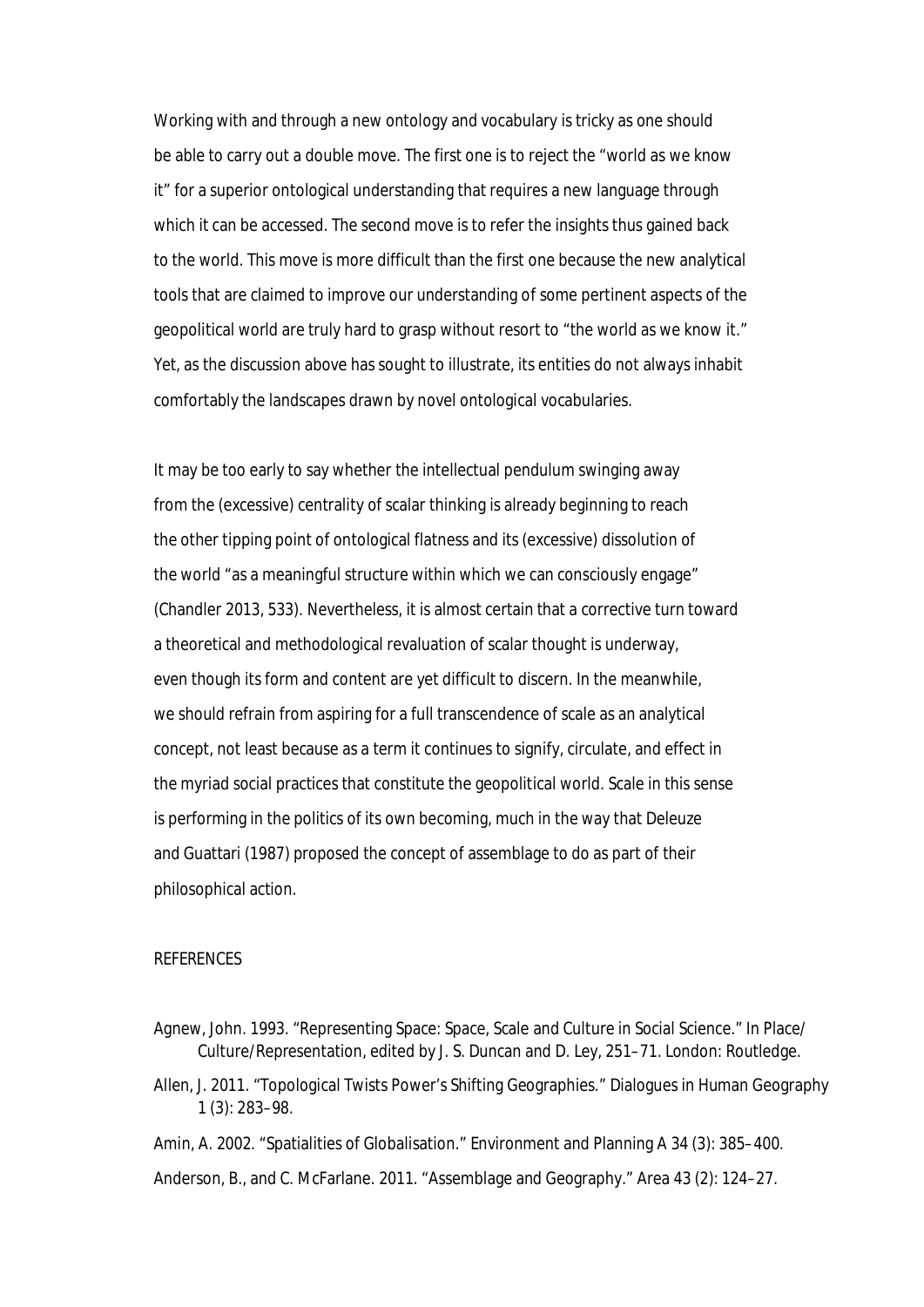Working with and through a new ontology and vocabulary is tricky as one should be able to carry out a double move. The first one is to reject the "world as we know it" for a superior ontological understanding that requires a new language through which it can be accessed. The second move is to refer the insights thus gained back to the world. This move is more difficult than the first one because the new analytical tools that are claimed to improve our understanding of some pertinent aspects of the geopolitical world are truly hard to grasp without resort to "the world as we know it." Yet, as the discussion above has sought to illustrate, its entities do not always inhabit comfortably the landscapes drawn by novel ontological vocabularies.

It may be too early to say whether the intellectual pendulum swinging away from the (excessive) centrality of scalar thinking is already beginning to reach the other tipping point of ontological flatness and its (excessive) dissolution of the world "as a meaningful structure within which we can consciously engage" (Chandler 2013, 533). Nevertheless, it is almost certain that a corrective turn toward a theoretical and methodological revaluation of scalar thought is underway, even though its form and content are yet difficult to discern. In the meanwhile, we should refrain from aspiring for a full transcendence of scale as an analytical concept, not least because as a term it continues to signify, circulate, and effect in the myriad social practices that constitute the geopolitical world. Scale in this sense is performing in the politics of its own becoming, much in the way that Deleuze and Guattari (1987) proposed the concept of assemblage to do as part of their philosophical action.

## REFERENCES

Agnew, John. 1993. "Representing Space: Space, Scale and Culture in Social Science." In Place/Culture/Representation, edited by J. S. Duncan and D. Ley, 251–71. London: Routledge.

Allen, J. 2011. "Topological Twists Power's Shifting Geographies." Dialogues in Human Geography 1 (3): 283–98.

Amin, A. 2002. "Spatialities of Globalisation." Environment and Planning A 34 (3): 385–400.

Anderson, B., and C. McFarlane. 2011. "Assemblage and Geography." Area 43 (2): 124–27.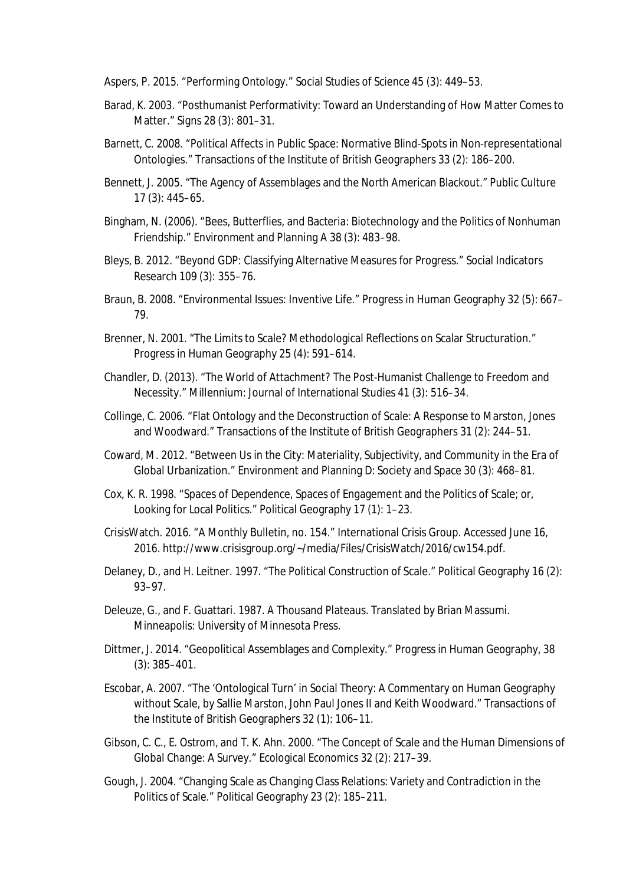Aspers, P. 2015. "Performing Ontology." Social Studies of Science 45 (3): 449–53.

Barad, K. 2003. "Posthumanist Performativity: Toward an Understanding of How Matter Comes to Matter." Signs 28 (3): 801–31.

Barnett, C. 2008. "Political Affects in Public Space: Normative Blind-Spots in Non-representational Ontologies." Transactions of the Institute of British Geographers 33 (2): 186–200.

Bennett, J. 2005. "The Agency of Assemblages and the North American Blackout." Public Culture 17 (3): 445–65.

Bingham, N. (2006). "Bees, Butterflies, and Bacteria: Biotechnology and the Politics of Nonhuman Friendship." Environment and Planning A 38 (3): 483–98.

Bleys, B. 2012. "Beyond GDP: Classifying Alternative Measures for Progress." Social Indicators Research 109 (3): 355–76.

Braun, B. 2008. "Environmental Issues: Inventive Life." Progress in Human Geography 32 (5): 667–79.

Brenner, N. 2001. "The Limits to Scale? Methodological Reflections on Scalar Structuration." Progress in Human Geography 25 (4): 591–614.

Chandler, D. (2013). "The World of Attachment? The Post-Humanist Challenge to Freedom and Necessity." Millennium: Journal of International Studies 41 (3): 516–34.

Collinge, C. 2006. "Flat Ontology and the Deconstruction of Scale: A Response to Marston, Jones and Woodward." Transactions of the Institute of British Geographers 31 (2): 244–51.

Coward, M. 2012. "Between Us in the City: Materiality, Subjectivity, and Community in the Era of Global Urbanization." Environment and Planning D: Society and Space 30 (3): 468–81.

Cox, K. R. 1998. "Spaces of Dependence, Spaces of Engagement and the Politics of Scale; or, Looking for Local Politics." Political Geography 17 (1): 1–23.

CrisisWatch. 2016. "A Monthly Bulletin, no. 154." International Crisis Group. Accessed June 16, 2016. http://www.crisisgroup.org/~/media/Files/CrisisWatch/2016/cw154.pdf.

Delaney, D., and H. Leitner. 1997. "The Political Construction of Scale." Political Geography 16 (2): 93–97.

Deleuze, G., and F. Guattari. 1987. A Thousand Plateaus. Translated by Brian Massumi. Minneapolis: University of Minnesota Press.

Dittmer, J. 2014. "Geopolitical Assemblages and Complexity." Progress in Human Geography, 38 (3): 385–401.

Escobar, A. 2007. "The 'Ontological Turn' in Social Theory: A Commentary on Human Geography without Scale, by Sallie Marston, John Paul Jones II and Keith Woodward." Transactions of the Institute of British Geographers 32 (1): 106–11.

Gibson, C. C., E. Ostrom, and T. K. Ahn. 2000. "The Concept of Scale and the Human Dimensions of Global Change: A Survey." Ecological Economics 32 (2): 217–39.

Gough, J. 2004. "Changing Scale as Changing Class Relations: Variety and Contradiction in the Politics of Scale." Political Geography 23 (2): 185–211.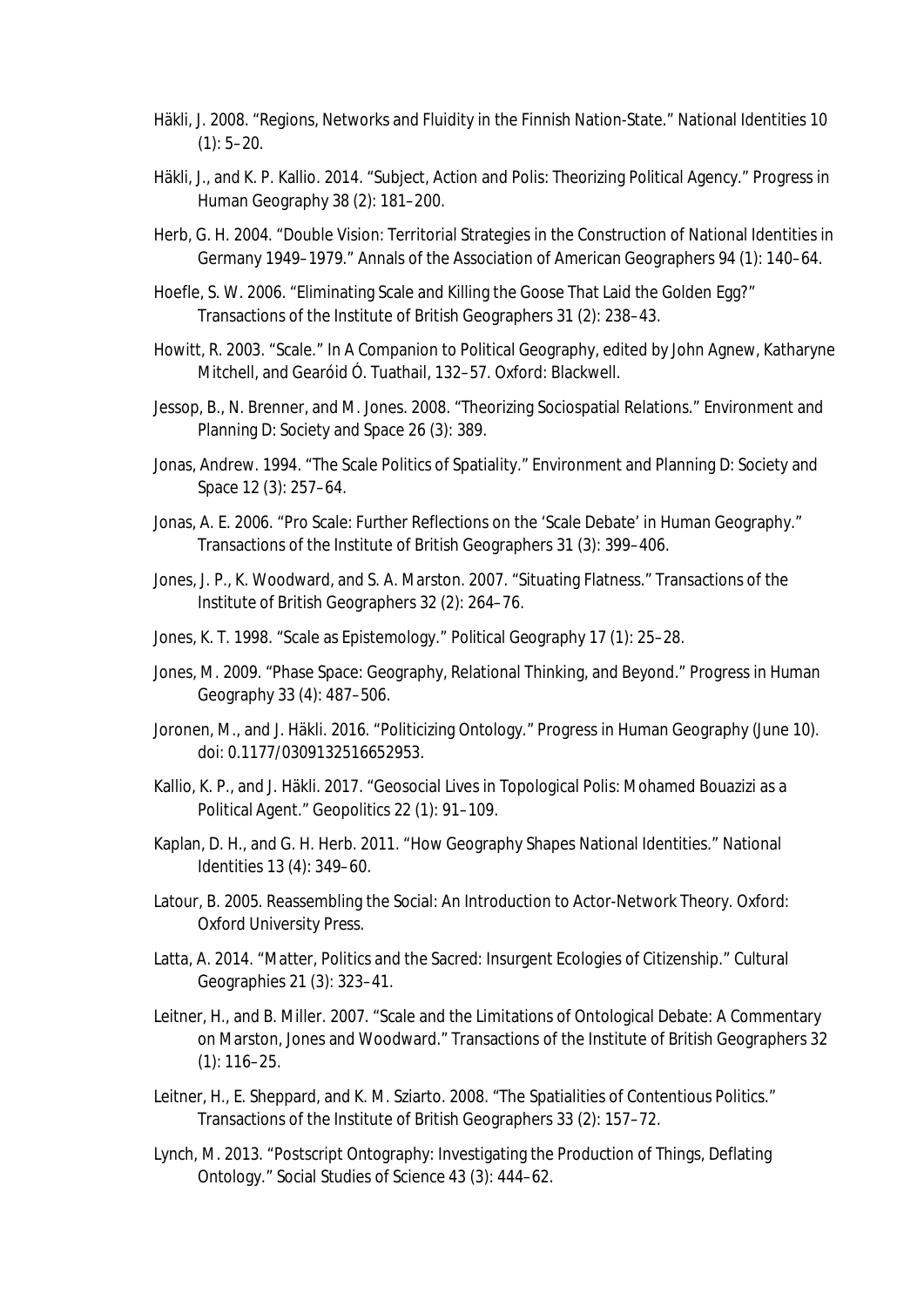Häkli, J. 2008. “Regions, Networks and Fluidity in the Finnish Nation-State.” National Identities 10 (1): 5–20.

Häkli, J., and K. P. Kallio. 2014. “Subject, Action and Polis: Theorizing Political Agency.” Progress in Human Geography 38 (2): 181–200.

Herb, G. H. 2004. “Double Vision: Territorial Strategies in the Construction of National Identities in Germany 1949–1979.” Annals of the Association of American Geographers 94 (1): 140–64.

Hoefle, S. W. 2006. “Eliminating Scale and Killing the Goose That Laid the Golden Egg?” Transactions of the Institute of British Geographers 31 (2): 238–43.

Howitt, R. 2003. “Scale.” In A Companion to Political Geography, edited by John Agnew, Katharyne Mitchell, and Gearóid Ó. Tuathail, 132–57. Oxford: Blackwell.

Jessop, B., N. Brenner, and M. Jones. 2008. “Theorizing Sociospatial Relations.” Environment and Planning D: Society and Space 26 (3): 389.

Jonas, Andrew. 1994. “The Scale Politics of Spatiality.” Environment and Planning D: Society and Space 12 (3): 257–64.

Jonas, A. E. 2006. “Pro Scale: Further Reflections on the ‘Scale Debate’ in Human Geography.” Transactions of the Institute of British Geographers 31 (3): 399–406.

Jones, J. P., K. Woodward, and S. A. Marston. 2007. “Situating Flatness.” Transactions of the Institute of British Geographers 32 (2): 264–76.

Jones, K. T. 1998. “Scale as Epistemology.” Political Geography 17 (1): 25–28.

Jones, M. 2009. “Phase Space: Geography, Relational Thinking, and Beyond.” Progress in Human Geography 33 (4): 487–506.

Joronen, M., and J. Häkli. 2016. “Politicizing Ontology.” Progress in Human Geography (June 10). doi: 0.1177/0309132516652953.

Kallio, K. P., and J. Häkli. 2017. “Geosocial Lives in Topological Polis: Mohamed Bouazizi as a Political Agent.” Geopolitics 22 (1): 91–109.

Kaplan, D. H., and G. H. Herb. 2011. “How Geography Shapes National Identities.” National Identities 13 (4): 349–60.

Latour, B. 2005. Reassembling the Social: An Introduction to Actor-Network Theory. Oxford: Oxford University Press.

Latta, A. 2014. “Matter, Politics and the Sacred: Insurgent Ecologies of Citizenship.” Cultural Geographies 21 (3): 323–41.

Leitner, H., and B. Miller. 2007. “Scale and the Limitations of Ontological Debate: A Commentary on Marston, Jones and Woodward.” Transactions of the Institute of British Geographers 32 (1): 116–25.

Leitner, H., E. Sheppard, and K. M. Sziarto. 2008. “The Spatialities of Contentious Politics.” Transactions of the Institute of British Geographers 33 (2): 157–72.

Lynch, M. 2013. “Postscript Ontography: Investigating the Production of Things, Deflating Ontology.” Social Studies of Science 43 (3): 444–62.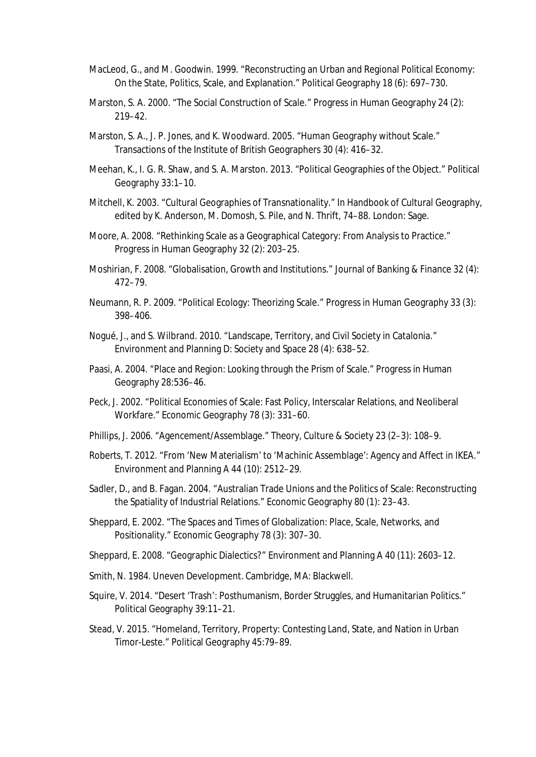MacLeod, G., and M. Goodwin. 1999. "Reconstructing an Urban and Regional Political Economy: On the State, Politics, Scale, and Explanation." Political Geography 18 (6): 697–730.

Marston, S. A. 2000. "The Social Construction of Scale." Progress in Human Geography 24 (2): 219–42.

Marston, S. A., J. P. Jones, and K. Woodward. 2005. "Human Geography without Scale." Transactions of the Institute of British Geographers 30 (4): 416–32.

Meehan, K., I. G. R. Shaw, and S. A. Marston. 2013. "Political Geographies of the Object." Political Geography 33:1–10.

Mitchell, K. 2003. "Cultural Geographies of Transnationality." In Handbook of Cultural Geography, edited by K. Anderson, M. Domosh, S. Pile, and N. Thrift, 74–88. London: Sage.

Moore, A. 2008. "Rethinking Scale as a Geographical Category: From Analysis to Practice." Progress in Human Geography 32 (2): 203–25.

Moshirian, F. 2008. "Globalisation, Growth and Institutions." Journal of Banking & Finance 32 (4): 472–79.

Neumann, R. P. 2009. "Political Ecology: Theorizing Scale." Progress in Human Geography 33 (3): 398–406.

Nogué, J., and S. Wilbrand. 2010. "Landscape, Territory, and Civil Society in Catalonia." Environment and Planning D: Society and Space 28 (4): 638–52.

Paasi, A. 2004. "Place and Region: Looking through the Prism of Scale." Progress in Human Geography 28:536–46.

Peck, J. 2002. "Political Economies of Scale: Fast Policy, Interscalar Relations, and Neoliberal Workfare." Economic Geography 78 (3): 331–60.

Phillips, J. 2006. "Agencement/Assemblage." Theory, Culture & Society 23 (2–3): 108–9.

Roberts, T. 2012. "From 'New Materialism' to 'Machinic Assemblage': Agency and Affect in IKEA." Environment and Planning A 44 (10): 2512–29.

Sadler, D., and B. Fagan. 2004. "Australian Trade Unions and the Politics of Scale: Reconstructing the Spatiality of Industrial Relations." Economic Geography 80 (1): 23–43.

Sheppard, E. 2002. "The Spaces and Times of Globalization: Place, Scale, Networks, and Positionality." Economic Geography 78 (3): 307–30.

Sheppard, E. 2008. "Geographic Dialectics?" Environment and Planning A 40 (11): 2603–12.

Smith, N. 1984. Uneven Development. Cambridge, MA: Blackwell.

Squire, V. 2014. "Desert 'Trash': Posthumanism, Border Struggles, and Humanitarian Politics." Political Geography 39:11–21.

Stead, V. 2015. "Homeland, Territory, Property: Contesting Land, State, and Nation in Urban Timor-Leste." Political Geography 45:79–89.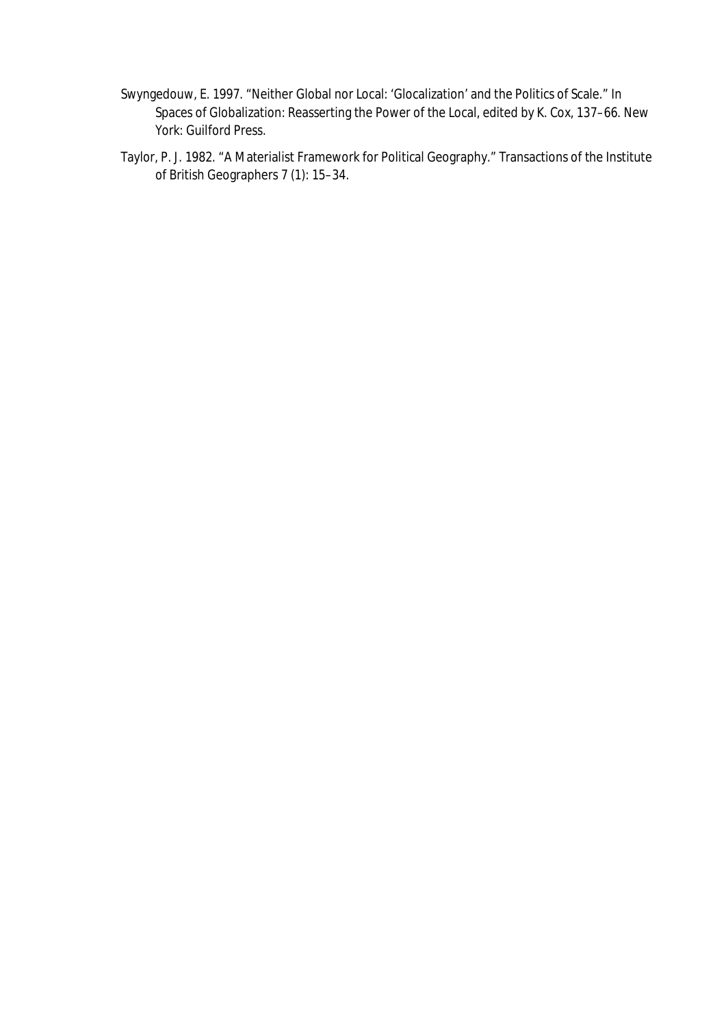Swyngedouw, E. 1997. "Neither Global nor Local: 'Glocalization' and the Politics of Scale." In Spaces of Globalization: Reasserting the Power of the Local, edited by K. Cox, 137–66. New York: Guilford Press.

Taylor, P. J. 1982. "A Materialist Framework for Political Geography." Transactions of the Institute of British Geographers 7 (1): 15–34.